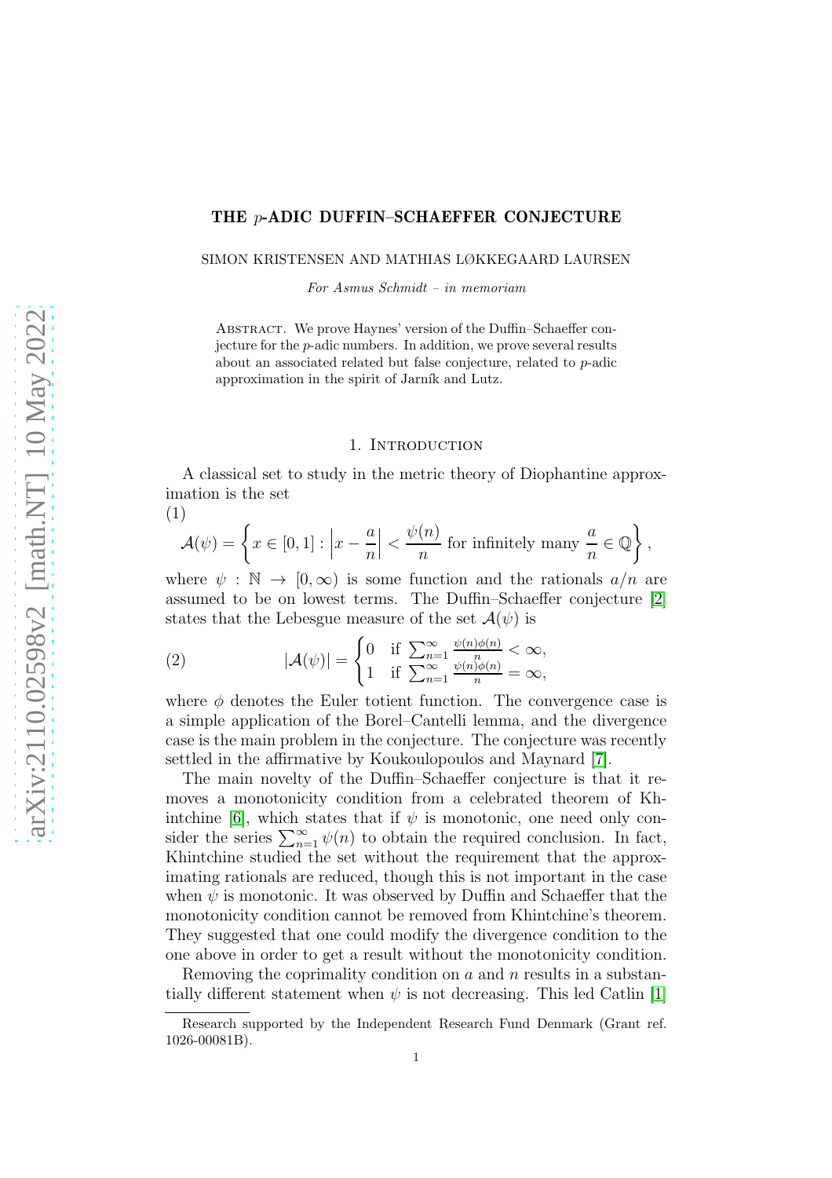# THE $p$-ADIC DUFFIN–SCHAEFFER CONJECTURE

SIMON KRISTENSEN AND MATHIAS LØKKEGAARD LAURSEN

*For Asmus Schmidt – in memoriam*

Abstract. We prove Haynes' version of the Duffin–Schaeffer conjecture for the $p$-adic numbers. In addition, we prove several results about an associated related but false conjecture, related to $p$-adic approximation in the spirit of Jarník and Lutz.

## 1. Introduction

A classical set to study in the metric theory of Diophantine approximation is the set

(1)
$$\mathcal{A}(\psi) = \left\{ x \in [0,1] : \left| x - \frac{a}{n} \right| < \frac{\psi(n)}{n} \text{ for infinitely many } \frac{a}{n} \in \mathbb{Q} \right\},$$

where $\psi : \mathbb{N} \to [0, \infty)$ is some function and the rationals $a/n$ are assumed to be on lowest terms. The Duffin–Schaeffer conjecture [2] states that the Lebesgue measure of the set $\mathcal{A}(\psi)$ is

$$|\mathcal{A}(\psi)| = \begin{cases} 0 & \text{if } \sum_{n=1}^{\infty} \frac{\psi(n)\phi(n)}{n} < \infty, \\ 1 & \text{if } \sum_{n=1}^{\infty} \frac{\psi(n)\phi(n)}{n} = \infty, \end{cases} \tag{2}$$

where $\phi$ denotes the Euler totient function. The convergence case is a simple application of the Borel–Cantelli lemma, and the divergence case is the main problem in the conjecture. The conjecture was recently settled in the affirmative by Koukoulopoulos and Maynard [7].

The main novelty of the Duffin–Schaeffer conjecture is that it removes a monotonicity condition from a celebrated theorem of Khintchine [6], which states that if $\psi$ is monotonic, one need only consider the series $\sum_{n=1}^{\infty} \psi(n)$ to obtain the required conclusion. In fact, Khintchine studied the set without the requirement that the approximating rationals are reduced, though this is not important in the case when $\psi$ is monotonic. It was observed by Duffin and Schaeffer that the monotonicity condition cannot be removed from Khintchine's theorem. They suggested that one could modify the divergence condition to the one above in order to get a result without the monotonicity condition.

Removing the coprimality condition on $a$ and $n$ results in a substantially different statement when $\psi$ is not decreasing. This led Catlin [1]

Research supported by the Independent Research Fund Denmark (Grant ref. 1026-00081B).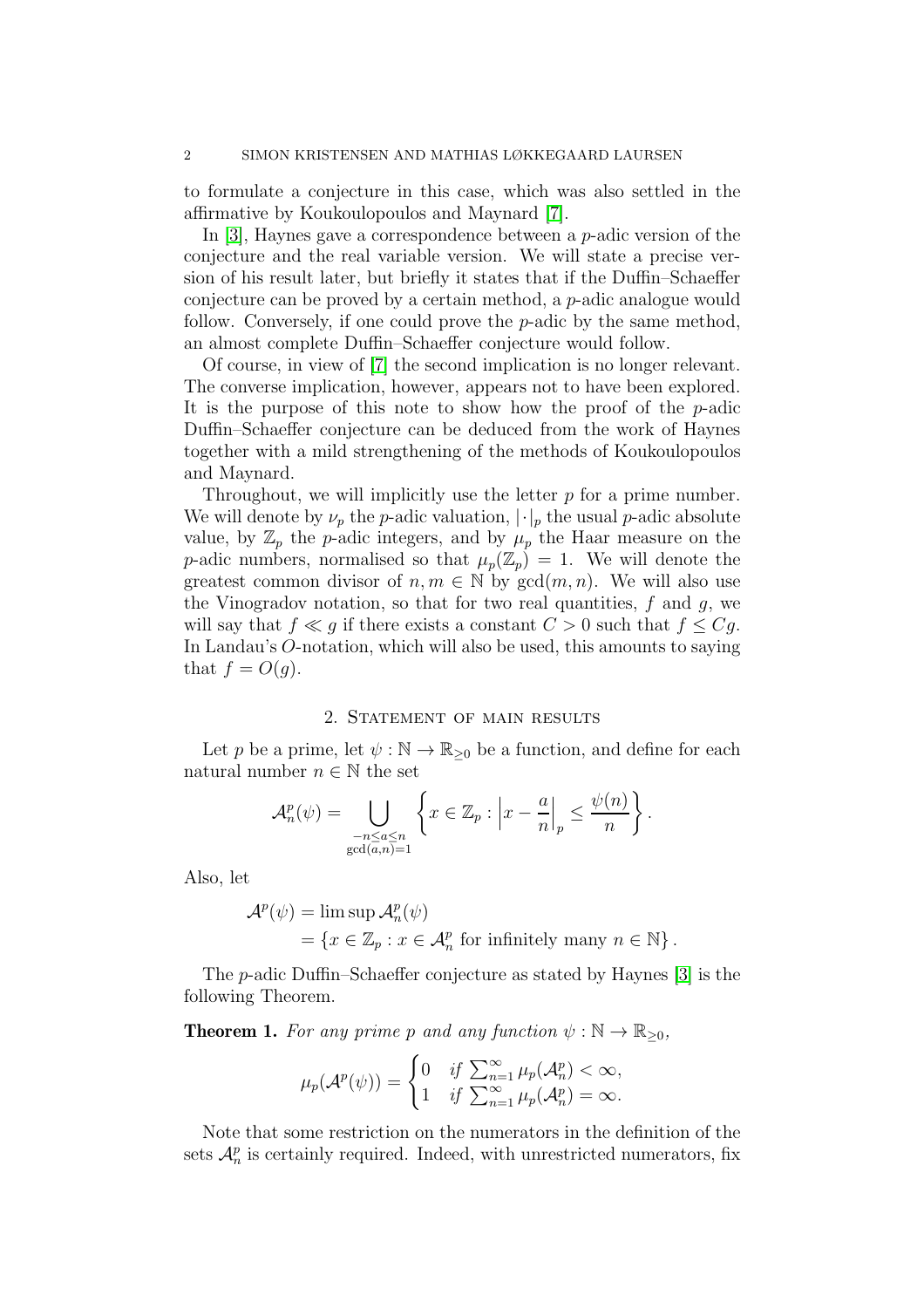to formulate a conjecture in this case, which was also settled in the affirmative by Koukoulopoulos and Maynard [7].

In [3], Haynes gave a correspondence between a $p$-adic version of the conjecture and the real variable version. We will state a precise version of his result later, but briefly it states that if the Duffin–Schaeffer conjecture can be proved by a certain method, a $p$-adic analogue would follow. Conversely, if one could prove the $p$-adic by the same method, an almost complete Duffin–Schaeffer conjecture would follow.

Of course, in view of [7] the second implication is no longer relevant. The converse implication, however, appears not to have been explored. It is the purpose of this note to show how the proof of the $p$-adic Duffin–Schaeffer conjecture can be deduced from the work of Haynes together with a mild strengthening of the methods of Koukoulopoulos and Maynard.

Throughout, we will implicitly use the letter $p$ for a prime number. We will denote by $\nu_p$ the $p$-adic valuation, $|\cdot|_p$ the usual $p$-adic absolute value, by $\mathbb{Z}_p$ the $p$-adic integers, and by $\mu_p$ the Haar measure on the $p$-adic numbers, normalised so that $\mu_p(\mathbb{Z}_p) = 1$. We will denote the greatest common divisor of $n, m \in \mathbb{N}$ by $\gcd(m, n)$. We will also use the Vinogradov notation, so that for two real quantities, $f$ and $g$, we will say that $f \ll g$ if there exists a constant $C > 0$ such that $f \leq Cg$. In Landau's $O$-notation, which will also be used, this amounts to saying that $f = O(g)$.

## 2. Statement of main results

Let $p$ be a prime, let $\psi : \mathbb{N} \to \mathbb{R}_{\geq 0}$ be a function, and define for each natural number $n \in \mathbb{N}$ the set

$$\mathcal{A}_n^p(\psi) = \bigcup_{\substack{-n \leq a \leq n \\ \gcd(a,n)=1}} \left\{ x \in \mathbb{Z}_p : \left| x - \frac{a}{n} \right|_p \leq \frac{\psi(n)}{n} \right\}.$$

Also, let

$$\begin{aligned} \mathcal{A}^p(\psi) &= \limsup \mathcal{A}_n^p(\psi) \\ &= \{ x \in \mathbb{Z}_p : x \in \mathcal{A}_n^p \text{ for infinitely many } n \in \mathbb{N} \}. \end{aligned}$$

The $p$-adic Duffin–Schaeffer conjecture as stated by Haynes [3] is the following Theorem.

**Theorem 1.** *For any prime $p$ and any function $\psi : \mathbb{N} \to \mathbb{R}_{\geq 0}$,*

$$\mu_p(\mathcal{A}^p(\psi)) = \begin{cases} 0 & \text{if } \sum_{n=1}^{\infty} \mu_p(\mathcal{A}_n^p) < \infty, \\ 1 & \text{if } \sum_{n=1}^{\infty} \mu_p(\mathcal{A}_n^p) = \infty. \end{cases}$$

Note that some restriction on the numerators in the definition of the sets $\mathcal{A}_n^p$ is certainly required. Indeed, with unrestricted numerators, fix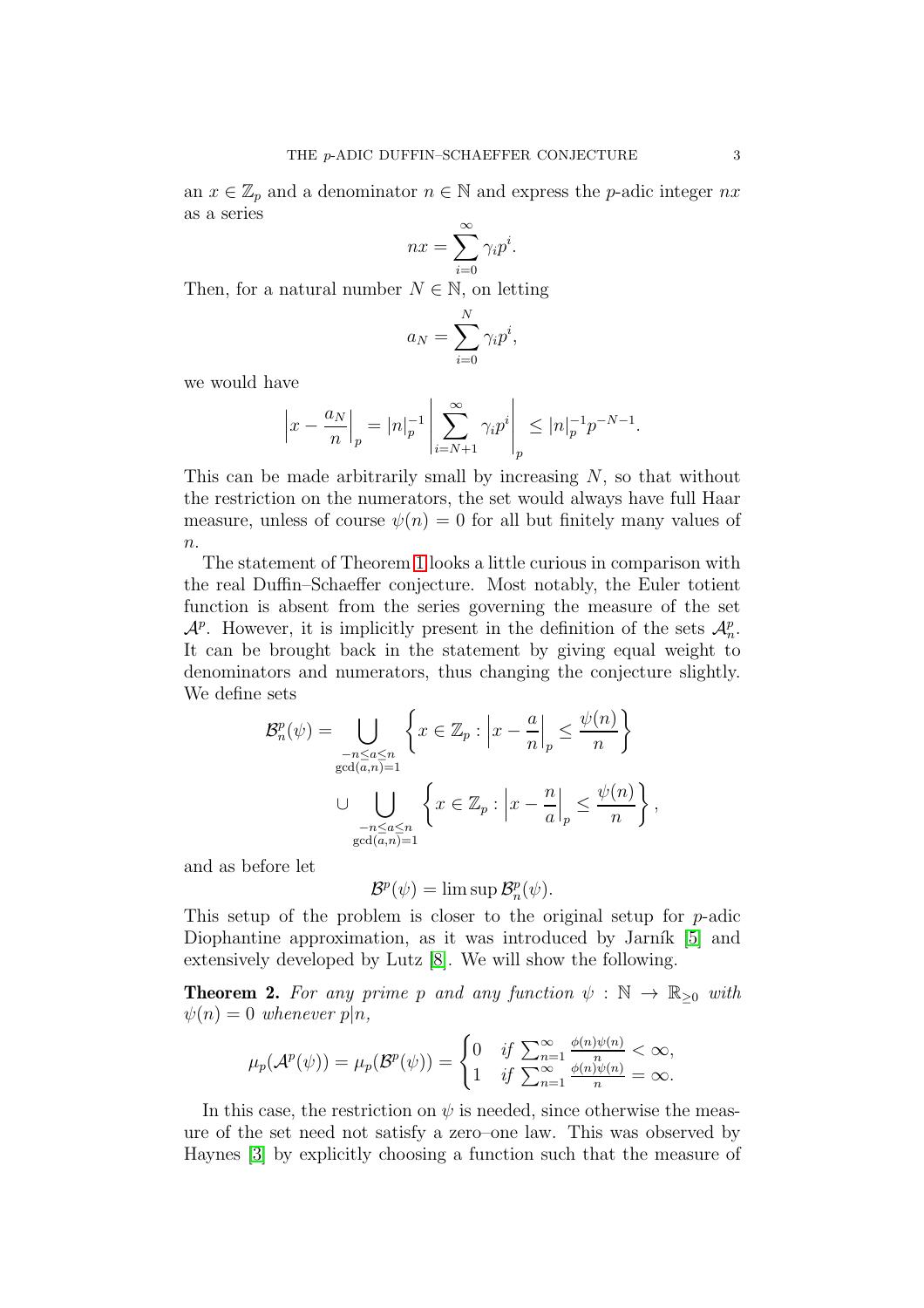an $x \in \mathbb{Z}_p$ and a denominator $n \in \mathbb{N}$ and express the $p$-adic integer $nx$ as a series

$$nx = \sum_{i=0}^{\infty} \gamma_i p^i.$$

Then, for a natural number $N \in \mathbb{N}$, on letting

$$a_N = \sum_{i=0}^{N} \gamma_i p^i,$$

we would have

$$\left| x - \frac{a_N}{n} \right|_p = |n|_p^{-1} \left| \sum_{i=N+1}^{\infty} \gamma_i p^i \right|_p \leq |n|_p^{-1} p^{-N-1}.$$

This can be made arbitrarily small by increasing $N$, so that without the restriction on the numerators, the set would always have full Haar measure, unless of course $\psi(n) = 0$ for all but finitely many values of $n$.

The statement of Theorem 1 looks a little curious in comparison with the real Duffin–Schaeffer conjecture. Most notably, the Euler totient function is absent from the series governing the measure of the set $\mathcal{A}^p$. However, it is implicitly present in the definition of the sets $\mathcal{A}_n^p$. It can be brought back in the statement by giving equal weight to denominators and numerators, thus changing the conjecture slightly. We define sets

$$\begin{aligned}\mathcal{B}_n^p(\psi) = & \bigcup_{\substack{-n \leq a \leq n \\ \gcd(a,n)=1}} \left\{ x \in \mathbb{Z}_p : \left| x - \frac{a}{n} \right|_p \leq \frac{\psi(n)}{n} \right\} \\ & \cup \bigcup_{\substack{-n \leq a \leq n \\ \gcd(a,n)=1}} \left\{ x \in \mathbb{Z}_p : \left| x - \frac{n}{a} \right|_p \leq \frac{\psi(n)}{n} \right\},\end{aligned}$$

and as before let

$$\mathcal{B}^p(\psi) = \limsup \mathcal{B}_n^p(\psi).$$

This setup of the problem is closer to the original setup for $p$-adic Diophantine approximation, as it was introduced by Jarník [5] and extensively developed by Lutz [8]. We will show the following.

**Theorem 2.** *For any prime $p$ and any function $\psi : \mathbb{N} \to \mathbb{R}_{\geq 0}$ with $\psi(n) = 0$ whenever $p|n$,*

$$\mu_p(\mathcal{A}^p(\psi)) = \mu_p(\mathcal{B}^p(\psi)) = \begin{cases} 0 & \text{if } \sum_{n=1}^{\infty} \frac{\phi(n)\psi(n)}{n} < \infty, \\ 1 & \text{if } \sum_{n=1}^{\infty} \frac{\phi(n)\psi(n)}{n} = \infty. \end{cases}$$

In this case, the restriction on $\psi$ is needed, since otherwise the measure of the set need not satisfy a zero–one law. This was observed by Haynes [3] by explicitly choosing a function such that the measure of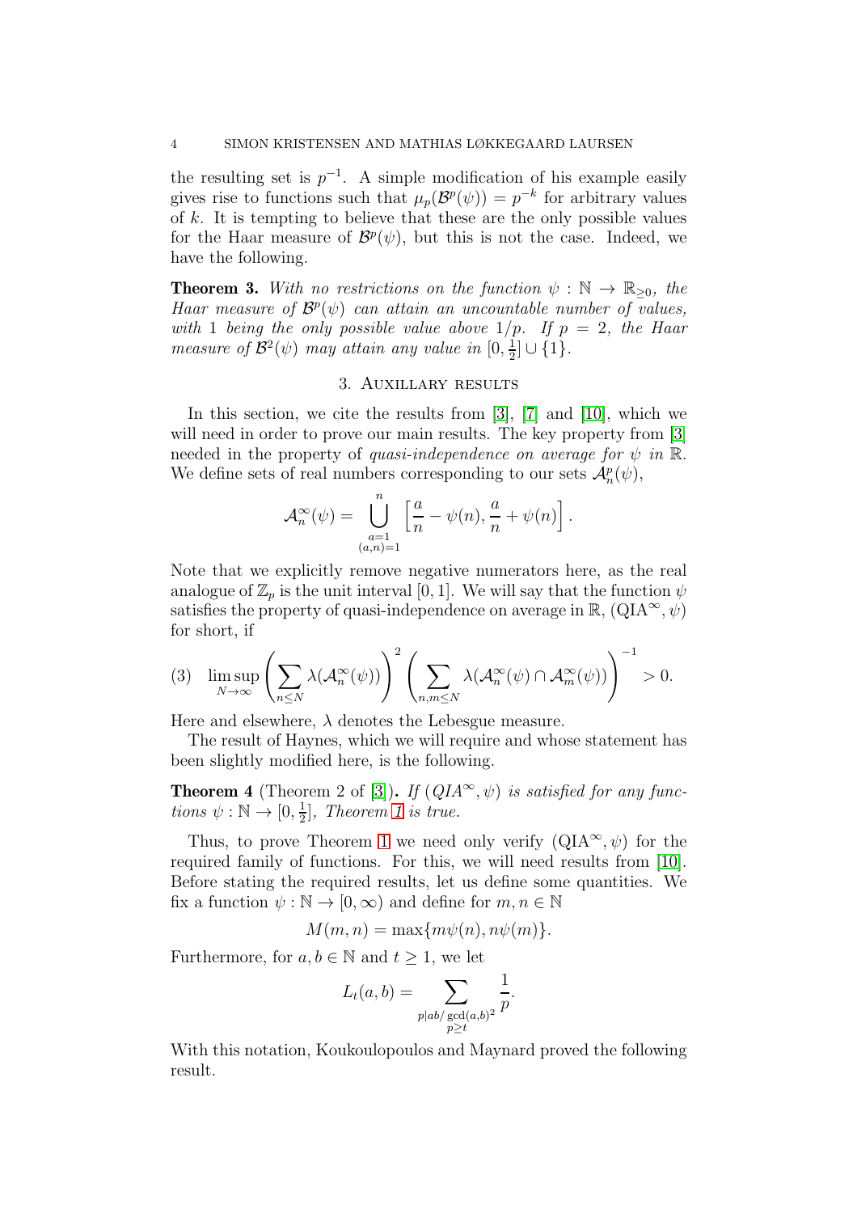the resulting set is $p^{-1}$. A simple modification of his example easily gives rise to functions such that $\mu_p(\mathcal{B}^p(\psi)) = p^{-k}$ for arbitrary values of $k$. It is tempting to believe that these are the only possible values for the Haar measure of $\mathcal{B}^p(\psi)$, but this is not the case. Indeed, we have the following.

**Theorem 3.** *With no restrictions on the function $\psi : \mathbb{N} \to \mathbb{R}_{\geq 0}$, the Haar measure of $\mathcal{B}^p(\psi)$ can attain an uncountable number of values, with 1 being the only possible value above $1/p$. If $p = 2$, the Haar measure of $\mathcal{B}^2(\psi)$ may attain any value in $[0, \frac{1}{2}] \cup \{1\}$.*

## 3. Auxillary results

In this section, we cite the results from [3], [7] and [10], which we will need in order to prove our main results. The key property from [3] needed in the property of *quasi-independence on average for $\psi$ in* $\mathbb{R}$. We define sets of real numbers corresponding to our sets $\mathcal{A}_n^p(\psi)$,

$$\mathcal{A}_n^\infty(\psi) = \bigcup_{\substack{a=1 \\ (a,n)=1}}^{n} \left[\frac{a}{n} - \psi(n), \frac{a}{n} + \psi(n)\right].$$

Note that we explicitly remove negative numerators here, as the real analogue of $\mathbb{Z}_p$ is the unit interval $[0,1]$. We will say that the function $\psi$ satisfies the property of quasi-independence on average in $\mathbb{R}$, $(\text{QIA}^\infty, \psi)$ for short, if

$$\limsup_{N\to\infty} \left(\sum_{n\leq N} \lambda(\mathcal{A}_n^\infty(\psi))\right)^2 \left(\sum_{n,m\leq N} \lambda(\mathcal{A}_n^\infty(\psi) \cap \mathcal{A}_m^\infty(\psi))\right)^{-1} > 0. \tag{3}$$

Here and elsewhere, $\lambda$ denotes the Lebesgue measure.

The result of Haynes, which we will require and whose statement has been slightly modified here, is the following.

**Theorem 4** (Theorem 2 of [3])**.** *If $(QIA^\infty, \psi)$ is satisfied for any functions $\psi : \mathbb{N} \to [0, \frac{1}{2}]$, Theorem 1 is true.*

Thus, to prove Theorem 1 we need only verify $(\text{QIA}^\infty, \psi)$ for the required family of functions. For this, we will need results from [10]. Before stating the required results, let us define some quantities. We fix a function $\psi : \mathbb{N} \to [0, \infty)$ and define for $m, n \in \mathbb{N}$

$$M(m,n) = \max\{m\psi(n), n\psi(m)\}.$$

Furthermore, for $a, b \in \mathbb{N}$ and $t \geq 1$, we let

$$L_t(a,b) = \sum_{\substack{p \mid ab/\gcd(a,b)^2 \\ p \geq t}} \frac{1}{p}.$$

With this notation, Koukoulopoulos and Maynard proved the following result.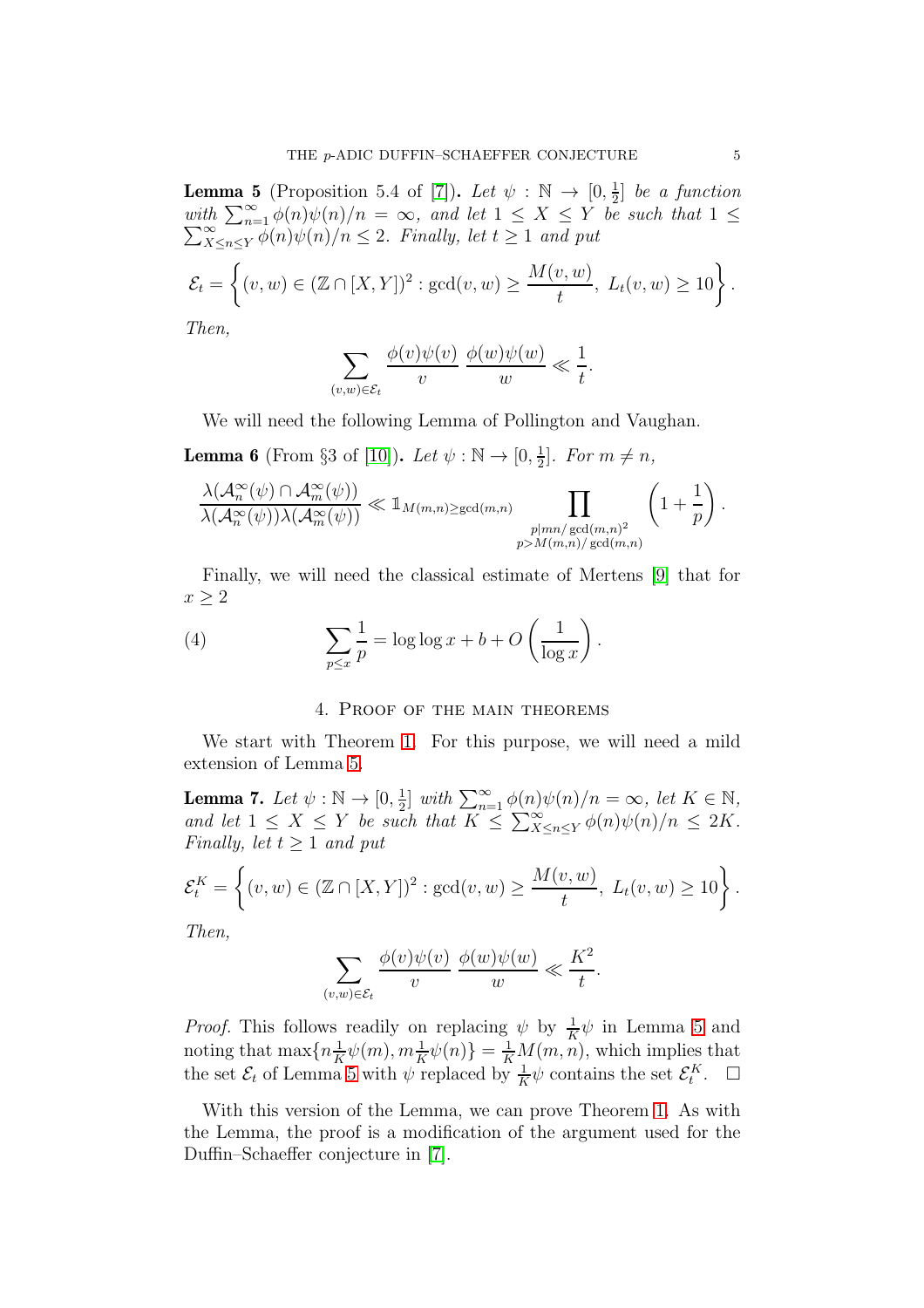**Lemma 5** (Proposition 5.4 of [7]). *Let $\psi : \mathbb{N} \to [0, \frac{1}{2}]$ be a function with $\sum_{n=1}^{\infty} \phi(n)\psi(n)/n = \infty$, and let $1 \leq X \leq Y$ be such that $1 \leq \sum_{X \leq n \leq Y}^{\infty} \phi(n)\psi(n)/n \leq 2$. Finally, let $t \geq 1$ and put*

$$\mathcal{E}_t = \left\{ (v, w) \in (\mathbb{Z} \cap [X, Y])^2 : \gcd(v, w) \geq \frac{M(v, w)}{t},\ L_t(v, w) \geq 10 \right\}.$$

*Then,*

$$\sum_{(v,w) \in \mathcal{E}_t} \frac{\phi(v)\psi(v)}{v} \frac{\phi(w)\psi(w)}{w} \ll \frac{1}{t}.$$

We will need the following Lemma of Pollington and Vaughan.

**Lemma 6** (From §3 of [10]). *Let $\psi : \mathbb{N} \to [0, \frac{1}{2}]$. For $m \neq n$,*

$$\frac{\lambda(\mathcal{A}_n^{\infty}(\psi) \cap \mathcal{A}_m^{\infty}(\psi))}{\lambda(\mathcal{A}_n^{\infty}(\psi))\lambda(\mathcal{A}_m^{\infty}(\psi))} \ll \mathbb{1}_{M(m,n) \geq \gcd(m,n)} \prod_{\substack{p \mid mn/\gcd(m,n)^2 \\ p > M(m,n)/\gcd(m,n)}} \left(1 + \frac{1}{p}\right).$$

Finally, we will need the classical estimate of Mertens [9] that for $x \geq 2$

$$\sum_{p \leq x} \frac{1}{p} = \log\log x + b + O\left(\frac{1}{\log x}\right). \tag{4}$$

## 4. Proof of the main theorems

We start with Theorem 1. For this purpose, we will need a mild extension of Lemma 5.

**Lemma 7.** *Let $\psi : \mathbb{N} \to [0, \frac{1}{2}]$ with $\sum_{n=1}^{\infty} \phi(n)\psi(n)/n = \infty$, let $K \in \mathbb{N}$, and let $1 \leq X \leq Y$ be such that $K \leq \sum_{X \leq n \leq Y}^{\infty} \phi(n)\psi(n)/n \leq 2K$. Finally, let $t \geq 1$ and put*

$$\mathcal{E}_t^K = \left\{ (v, w) \in (\mathbb{Z} \cap [X, Y])^2 : \gcd(v, w) \geq \frac{M(v, w)}{t},\ L_t(v, w) \geq 10 \right\}.$$

*Then,*

$$\sum_{(v,w) \in \mathcal{E}_t} \frac{\phi(v)\psi(v)}{v} \frac{\phi(w)\psi(w)}{w} \ll \frac{K^2}{t}.$$

*Proof.* This follows readily on replacing $\psi$ by $\frac{1}{K}\psi$ in Lemma 5 and noting that $\max\{n\frac{1}{K}\psi(m), m\frac{1}{K}\psi(n)\} = \frac{1}{K}M(m, n)$, which implies that the set $\mathcal{E}_t$ of Lemma 5 with $\psi$ replaced by $\frac{1}{K}\psi$ contains the set $\mathcal{E}_t^K$. $\square$

With this version of the Lemma, we can prove Theorem 1. As with the Lemma, the proof is a modification of the argument used for the Duffin–Schaeffer conjecture in [7].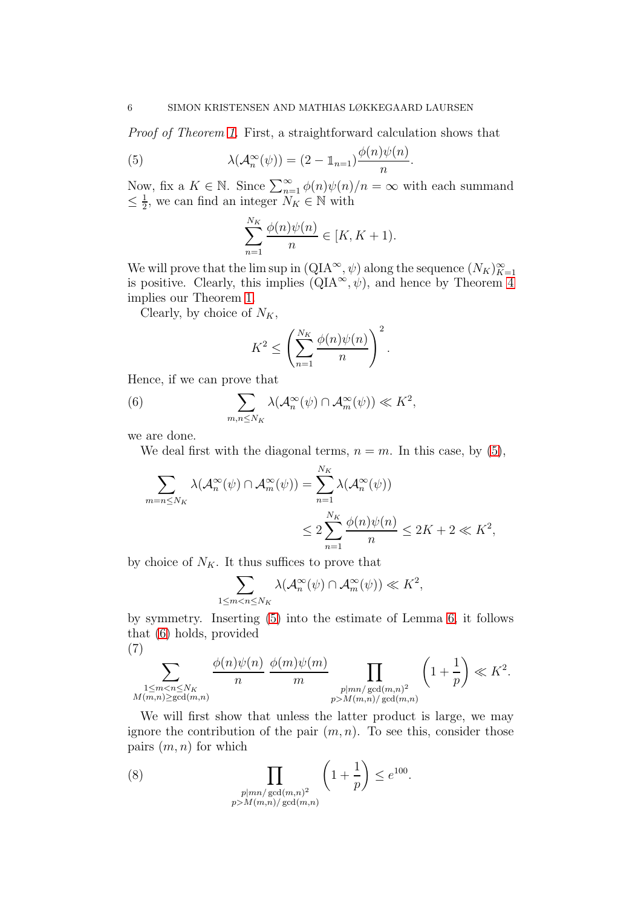*Proof of Theorem 1.* First, a straightforward calculation shows that

$$\lambda(\mathcal{A}_n^\infty(\psi)) = (2 - \mathbb{1}_{n=1})\frac{\phi(n)\psi(n)}{n}. \tag{5}$$

Now, fix a $K \in \mathbb{N}$. Since $\sum_{n=1}^\infty \phi(n)\psi(n)/n = \infty$ with each summand $\leq \frac{1}{2}$, we can find an integer $N_K \in \mathbb{N}$ with

$$\sum_{n=1}^{N_K} \frac{\phi(n)\psi(n)}{n} \in [K, K+1).$$

We will prove that the lim sup in $(\mathrm{QIA}^\infty, \psi)$ along the sequence $(N_K)_{K=1}^\infty$ is positive. Clearly, this implies $(\mathrm{QIA}^\infty, \psi)$, and hence by Theorem 4 implies our Theorem 1.

Clearly, by choice of $N_K$,

$$K^2 \leq \left(\sum_{n=1}^{N_K} \frac{\phi(n)\psi(n)}{n}\right)^2.$$

Hence, if we can prove that

$$\sum_{m,n \leq N_K} \lambda(\mathcal{A}_n^\infty(\psi) \cap \mathcal{A}_m^\infty(\psi)) \ll K^2, \tag{6}$$

we are done.

We deal first with the diagonal terms, $n = m$. In this case, by (5),

$$\begin{aligned}
\sum_{m=n\leq N_K} \lambda(\mathcal{A}_n^\infty(\psi) \cap \mathcal{A}_m^\infty(\psi)) &= \sum_{n=1}^{N_K} \lambda(\mathcal{A}_n^\infty(\psi)) \\
&\leq 2\sum_{n=1}^{N_K} \frac{\phi(n)\psi(n)}{n} \leq 2K + 2 \ll K^2,
\end{aligned}$$

by choice of $N_K$. It thus suffices to prove that

$$\sum_{1\leq m<n\leq N_K} \lambda(\mathcal{A}_n^\infty(\psi) \cap \mathcal{A}_m^\infty(\psi)) \ll K^2,$$

by symmetry. Inserting (5) into the estimate of Lemma 6, it follows that (6) holds, provided

$$\sum_{\substack{1\leq m<n\leq N_K \\ M(m,n)\geq \gcd(m,n)}} \frac{\phi(n)\psi(n)}{n}\frac{\phi(m)\psi(m)}{m} \prod_{\substack{p\mid mn/\gcd(m,n)^2 \\ p>M(m,n)/\gcd(m,n)}} \left(1+\frac{1}{p}\right) \ll K^2. \tag{7}$$

We will first show that unless the latter product is large, we may ignore the contribution of the pair $(m, n)$. To see this, consider those pairs $(m, n)$ for which

$$\prod_{\substack{p\mid mn/\gcd(m,n)^2 \\ p>M(m,n)/\gcd(m,n)}} \left(1+\frac{1}{p}\right) \leq e^{100}. \tag{8}$$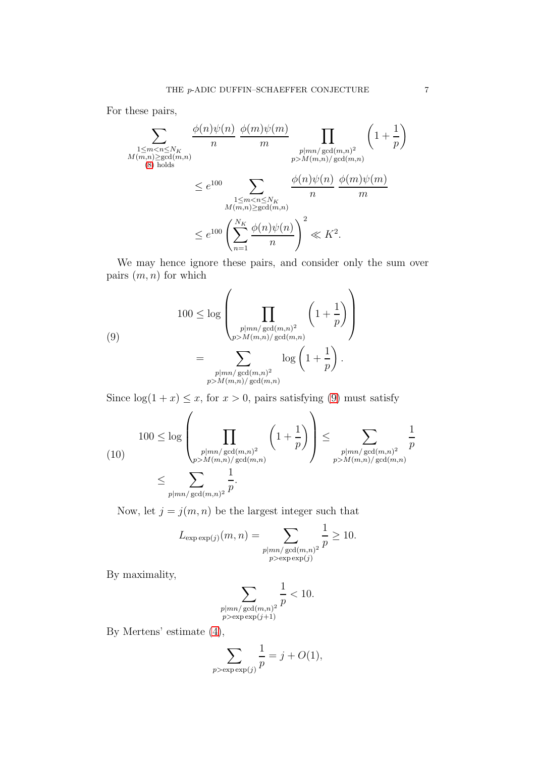For these pairs,

$$
\begin{aligned}
\sum_{\substack{1\le m<n\le N_K\\ M(m,n)\ge \gcd(m,n)\\ (8)\text{ holds}}} \frac{\phi(n)\psi(n)}{n}\,\frac{\phi(m)\psi(m)}{m} \prod_{\substack{p\mid mn/\gcd(m,n)^2\\ p>M(m,n)/\gcd(m,n)}} \left(1+\frac{1}{p}\right)
&\le e^{100} \sum_{\substack{1\le m<n\le N_K\\ M(m,n)\ge \gcd(m,n)}} \frac{\phi(n)\psi(n)}{n}\,\frac{\phi(m)\psi(m)}{m}\\
&\le e^{100}\left(\sum_{n=1}^{N_K}\frac{\phi(n)\psi(n)}{n}\right)^2 \ll K^2.
\end{aligned}
$$

We may hence ignore these pairs, and consider only the sum over pairs $(m,n)$ for which

$$
\begin{aligned}
100 &\le \log\left(\prod_{\substack{p\mid mn/\gcd(m,n)^2\\ p>M(m,n)/\gcd(m,n)}}\left(1+\frac{1}{p}\right)\right)\\
&= \sum_{\substack{p\mid mn/\gcd(m,n)^2\\ p>M(m,n)/\gcd(m,n)}} \log\left(1+\frac{1}{p}\right).
\end{aligned}
\tag{9}
$$

Since $\log(1+x)\le x$, for $x>0$, pairs satisfying (9) must satisfy

$$
\begin{aligned}
100 \le \log\left(\prod_{\substack{p\mid mn/\gcd(m,n)^2\\ p>M(m,n)/\gcd(m,n)}}\left(1+\frac{1}{p}\right)\right) &\le \sum_{\substack{p\mid mn/\gcd(m,n)^2\\ p>M(m,n)/\gcd(m,n)}} \frac{1}{p}\\
&\le \sum_{p\mid mn/\gcd(m,n)^2} \frac{1}{p}.
\end{aligned}
\tag{10}
$$

Now, let $j=j(m,n)$ be the largest integer such that

$$
L_{\exp\exp(j)}(m,n) = \sum_{\substack{p\mid mn/\gcd(m,n)^2\\ p>\exp\exp(j)}} \frac{1}{p} \ge 10.
$$

By maximality,

$$
\sum_{\substack{p\mid mn/\gcd(m,n)^2\\ p>\exp\exp(j+1)}} \frac{1}{p} < 10.
$$

By Mertens' estimate (4),

$$
\sum_{p>\exp\exp(j)} \frac{1}{p} = j + O(1),
$$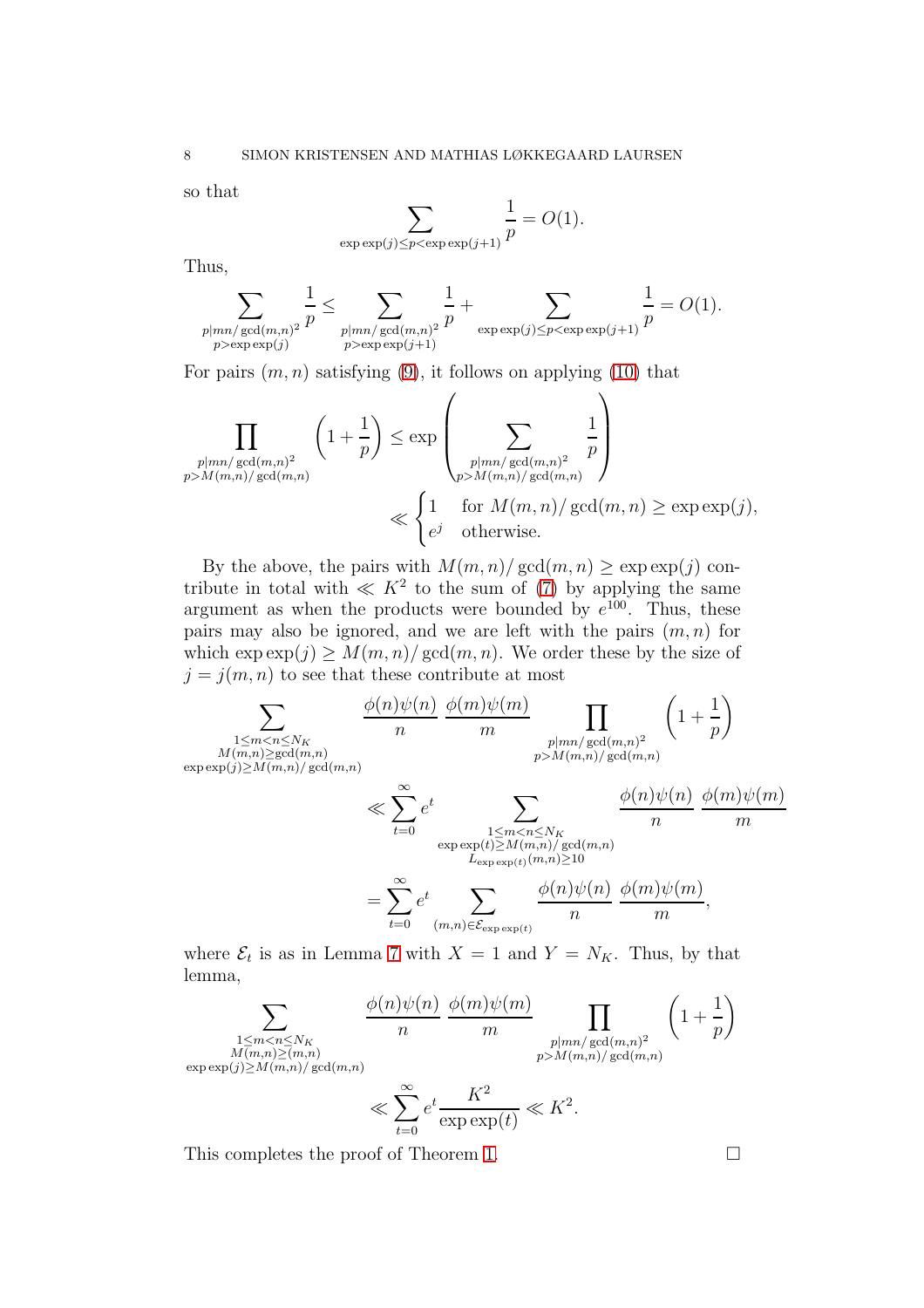so that

$$\sum_{\exp\exp(j)\le p<\exp\exp(j+1)} \frac{1}{p} = O(1).$$

Thus,

$$\sum_{\substack{p|mn/\gcd(m,n)^2\\ p>\exp\exp(j)}} \frac{1}{p} \le \sum_{\substack{p|mn/\gcd(m,n)^2\\ p>\exp\exp(j+1)}} \frac{1}{p} + \sum_{\exp\exp(j)\le p<\exp\exp(j+1)} \frac{1}{p} = O(1).$$

For pairs $(m,n)$ satisfying (9), it follows on applying (10) that

$$\prod_{\substack{p|mn/\gcd(m,n)^2\\ p>M(m,n)/\gcd(m,n)}} \left(1+\frac{1}{p}\right) \le \exp\left(\sum_{\substack{p|mn/\gcd(m,n)^2\\ p>M(m,n)/\gcd(m,n)}} \frac{1}{p}\right)$$
$$\ll \begin{cases} 1 & \text{for } M(m,n)/\gcd(m,n) \ge \exp\exp(j), \\ e^j & \text{otherwise.} \end{cases}$$

By the above, the pairs with $M(m,n)/\gcd(m,n) \ge \exp\exp(j)$ contribute in total with $\ll K^2$ to the sum of (7) by applying the same argument as when the products were bounded by $e^{100}$. Thus, these pairs may also be ignored, and we are left with the pairs $(m,n)$ for which $\exp\exp(j) \ge M(m,n)/\gcd(m,n)$. We order these by the size of $j = j(m,n)$ to see that these contribute at most

$$\sum_{\substack{1\le m<n\le N_K\\ M(m,n)\ge\gcd(m,n)\\ \exp\exp(j)\ge M(m,n)/\gcd(m,n)}} \frac{\phi(n)\psi(n)}{n}\,\frac{\phi(m)\psi(m)}{m} \prod_{\substack{p|mn/\gcd(m,n)^2\\ p>M(m,n)/\gcd(m,n)}} \left(1+\frac{1}{p}\right)$$
$$\ll \sum_{t=0}^{\infty} e^t \sum_{\substack{1\le m<n\le N_K\\ \exp\exp(t)\ge M(m,n)/\gcd(m,n)\\ L_{\exp\exp(t)}(m,n)\ge 10}} \frac{\phi(n)\psi(n)}{n}\,\frac{\phi(m)\psi(m)}{m}$$
$$= \sum_{t=0}^{\infty} e^t \sum_{(m,n)\in\mathcal{E}_{\exp\exp(t)}} \frac{\phi(n)\psi(n)}{n}\,\frac{\phi(m)\psi(m)}{m},$$

where $\mathcal{E}_t$ is as in Lemma 7 with $X=1$ and $Y=N_K$. Thus, by that lemma,

$$\sum_{\substack{1\le m<n\le N_K\\ M(m,n)\ge(m,n)\\ \exp\exp(j)\ge M(m,n)/\gcd(m,n)}} \frac{\phi(n)\psi(n)}{n}\,\frac{\phi(m)\psi(m)}{m} \prod_{\substack{p|mn/\gcd(m,n)^2\\ p>M(m,n)/\gcd(m,n)}} \left(1+\frac{1}{p}\right)$$
$$\ll \sum_{t=0}^{\infty} e^t \frac{K^2}{\exp\exp(t)} \ll K^2.$$

This completes the proof of Theorem 1. □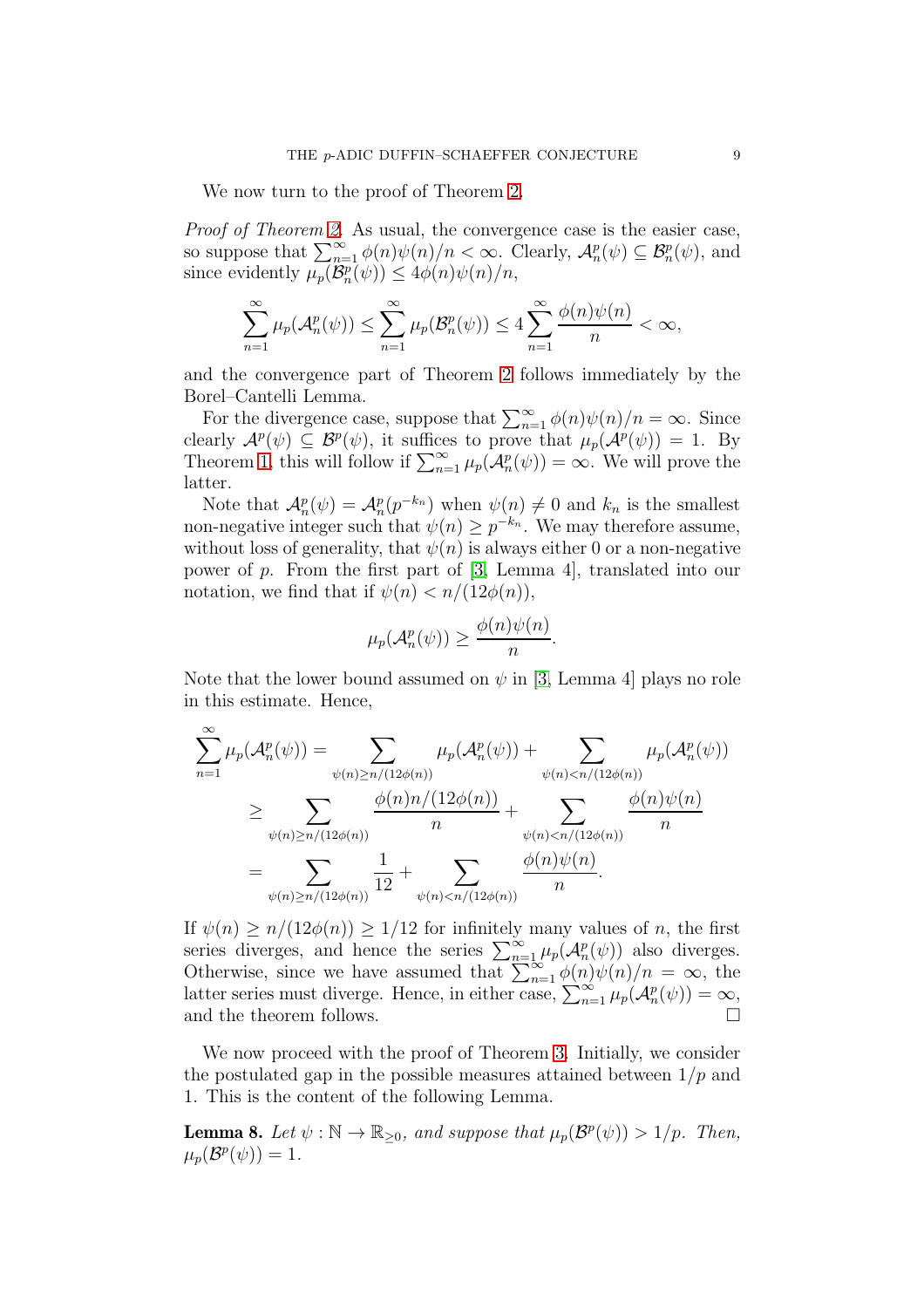We now turn to the proof of Theorem 2.

*Proof of Theorem 2.* As usual, the convergence case is the easier case, so suppose that $\sum_{n=1}^{\infty} \phi(n)\psi(n)/n < \infty$. Clearly, $\mathcal{A}_n^p(\psi) \subseteq \mathcal{B}_n^p(\psi)$, and since evidently $\mu_p(\mathcal{B}_n^p(\psi)) \leq 4\phi(n)\psi(n)/n$,

$$\sum_{n=1}^{\infty} \mu_p(\mathcal{A}_n^p(\psi)) \leq \sum_{n=1}^{\infty} \mu_p(\mathcal{B}_n^p(\psi)) \leq 4 \sum_{n=1}^{\infty} \frac{\phi(n)\psi(n)}{n} < \infty,$$

and the convergence part of Theorem 2 follows immediately by the Borel–Cantelli Lemma.

For the divergence case, suppose that $\sum_{n=1}^{\infty} \phi(n)\psi(n)/n = \infty$. Since clearly $\mathcal{A}^p(\psi) \subseteq \mathcal{B}^p(\psi)$, it suffices to prove that $\mu_p(\mathcal{A}^p(\psi)) = 1$. By Theorem 1, this will follow if $\sum_{n=1}^{\infty} \mu_p(\mathcal{A}_n^p(\psi)) = \infty$. We will prove the latter.

Note that $\mathcal{A}_n^p(\psi) = \mathcal{A}_n^p(p^{-k_n})$ when $\psi(n) \neq 0$ and $k_n$ is the smallest non-negative integer such that $\psi(n) \geq p^{-k_n}$. We may therefore assume, without loss of generality, that $\psi(n)$ is always either 0 or a non-negative power of $p$. From the first part of [3, Lemma 4], translated into our notation, we find that if $\psi(n) < n/(12\phi(n))$,

$$\mu_p(\mathcal{A}_n^p(\psi)) \geq \frac{\phi(n)\psi(n)}{n}.$$

Note that the lower bound assumed on $\psi$ in [3, Lemma 4] plays no role in this estimate. Hence,

$$\begin{aligned}
\sum_{n=1}^{\infty} \mu_p(\mathcal{A}_n^p(\psi)) &= \sum_{\psi(n) \geq n/(12\phi(n))} \mu_p(\mathcal{A}_n^p(\psi)) + \sum_{\psi(n) < n/(12\phi(n))} \mu_p(\mathcal{A}_n^p(\psi)) \\
&\geq \sum_{\psi(n) \geq n/(12\phi(n))} \frac{\phi(n) n/(12\phi(n))}{n} + \sum_{\psi(n) < n/(12\phi(n))} \frac{\phi(n)\psi(n)}{n} \\
&= \sum_{\psi(n) \geq n/(12\phi(n))} \frac{1}{12} + \sum_{\psi(n) < n/(12\phi(n))} \frac{\phi(n)\psi(n)}{n}.
\end{aligned}$$

If $\psi(n) \geq n/(12\phi(n)) \geq 1/12$ for infinitely many values of $n$, the first series diverges, and hence the series $\sum_{n=1}^{\infty} \mu_p(\mathcal{A}_n^p(\psi))$ also diverges. Otherwise, since we have assumed that $\sum_{n=1}^{\infty} \phi(n)\psi(n)/n = \infty$, the latter series must diverge. Hence, in either case, $\sum_{n=1}^{\infty} \mu_p(\mathcal{A}_n^p(\psi)) = \infty$, and the theorem follows. $\square$

We now proceed with the proof of Theorem 3. Initially, we consider the postulated gap in the possible measures attained between $1/p$ and 1. This is the content of the following Lemma.

**Lemma 8.** *Let $\psi : \mathbb{N} \to \mathbb{R}_{\geq 0}$, and suppose that $\mu_p(\mathcal{B}^p(\psi)) > 1/p$. Then, $\mu_p(\mathcal{B}^p(\psi)) = 1$.*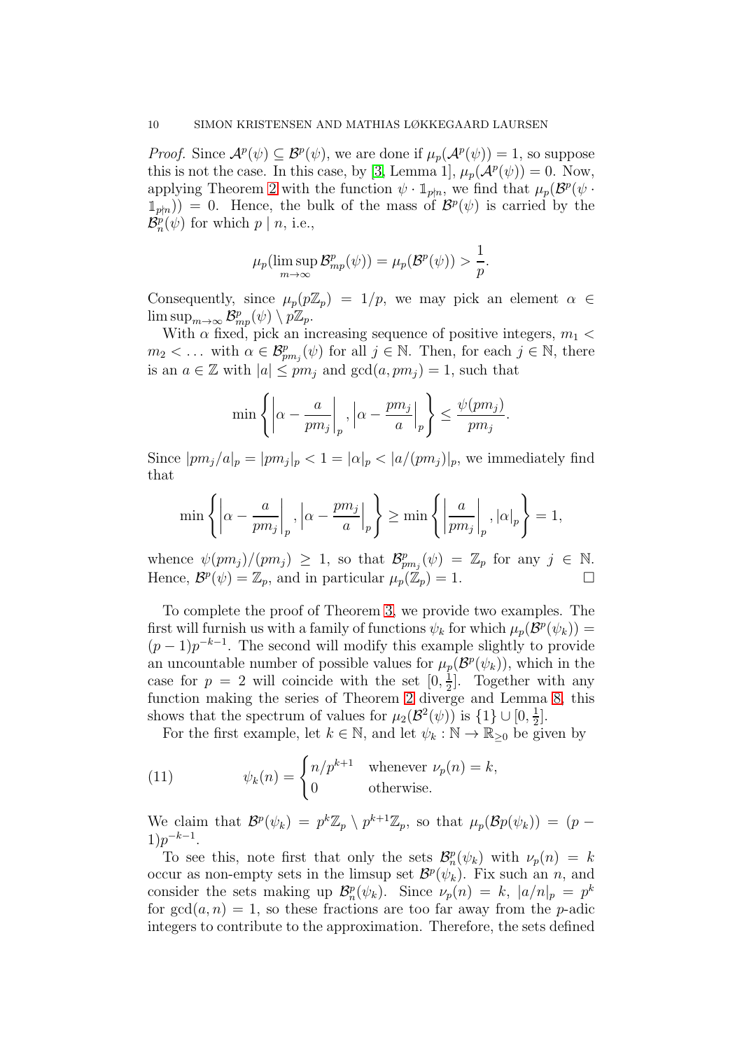*Proof.* Since $\mathcal{A}^p(\psi) \subseteq \mathcal{B}^p(\psi)$, we are done if $\mu_p(\mathcal{A}^p(\psi)) = 1$, so suppose this is not the case. In this case, by [3, Lemma 1], $\mu_p(\mathcal{A}^p(\psi)) = 0$. Now, applying Theorem 2 with the function $\psi \cdot \mathbb{1}_{p\nmid n}$, we find that $\mu_p(\mathcal{B}^p(\psi \cdot \mathbb{1}_{p\nmid n})) = 0$. Hence, the bulk of the mass of $\mathcal{B}^p(\psi)$ is carried by the $\mathcal{B}^p_n(\psi)$ for which $p \mid n$, i.e.,

$$\mu_p(\limsup_{m\to\infty} \mathcal{B}^p_{mp}(\psi)) = \mu_p(\mathcal{B}^p(\psi)) > \frac{1}{p}.$$

Consequently, since $\mu_p(p\mathbb{Z}_p) = 1/p$, we may pick an element $\alpha \in \limsup_{m\to\infty} \mathcal{B}^p_{mp}(\psi) \setminus p\mathbb{Z}_p$.

With $\alpha$ fixed, pick an increasing sequence of positive integers, $m_1 < m_2 < \dots$ with $\alpha \in \mathcal{B}^p_{pm_j}(\psi)$ for all $j \in \mathbb{N}$. Then, for each $j \in \mathbb{N}$, there is an $a \in \mathbb{Z}$ with $|a| \leq pm_j$ and $\gcd(a, pm_j) = 1$, such that

$$\min\left\{\left|\alpha - \frac{a}{pm_j}\right|_p, \left|\alpha - \frac{pm_j}{a}\right|_p\right\} \leq \frac{\psi(pm_j)}{pm_j}.$$

Since $|pm_j/a|_p = |pm_j|_p < 1 = |\alpha|_p < |a/(pm_j)|_p$, we immediately find that

$$\min\left\{\left|\alpha - \frac{a}{pm_j}\right|_p, \left|\alpha - \frac{pm_j}{a}\right|_p\right\} \geq \min\left\{\left|\frac{a}{pm_j}\right|_p, |\alpha|_p\right\} = 1,$$

whence $\psi(pm_j)/(pm_j) \geq 1$, so that $\mathcal{B}^p_{pm_j}(\psi) = \mathbb{Z}_p$ for any $j \in \mathbb{N}$. Hence, $\mathcal{B}^p(\psi) = \mathbb{Z}_p$, and in particular $\mu_p(\mathbb{Z}_p) = 1$. □

To complete the proof of Theorem 3, we provide two examples. The first will furnish us with a family of functions $\psi_k$ for which $\mu_p(\mathcal{B}^p(\psi_k)) = (p-1)p^{-k-1}$. The second will modify this example slightly to provide an uncountable number of possible values for $\mu_p(\mathcal{B}^p(\psi_k))$, which in the case for $p = 2$ will coincide with the set $[0, \frac{1}{2}]$. Together with any function making the series of Theorem 2 diverge and Lemma 8, this shows that the spectrum of values for $\mu_2(\mathcal{B}^2(\psi))$ is $\{1\} \cup [0, \frac{1}{2}]$.

For the first example, let $k \in \mathbb{N}$, and let $\psi_k : \mathbb{N} \to \mathbb{R}_{\geq 0}$ be given by

$$\psi_k(n) = \begin{cases} n/p^{k+1} & \text{whenever } \nu_p(n) = k, \\ 0 & \text{otherwise.} \end{cases} \tag{11}$$

We claim that $\mathcal{B}^p(\psi_k) = p^k\mathbb{Z}_p \setminus p^{k+1}\mathbb{Z}_p$, so that $\mu_p(\mathcal{B}p(\psi_k)) = (p-1)p^{-k-1}$.

To see this, note first that only the sets $\mathcal{B}^p_n(\psi_k)$ with $\nu_p(n) = k$ occur as non-empty sets in the limsup set $\mathcal{B}^p(\psi_k)$. Fix such an $n$, and consider the sets making up $\mathcal{B}^p_n(\psi_k)$. Since $\nu_p(n) = k$, $|a/n|_p = p^k$ for $\gcd(a, n) = 1$, so these fractions are too far away from the $p$-adic integers to contribute to the approximation. Therefore, the sets defined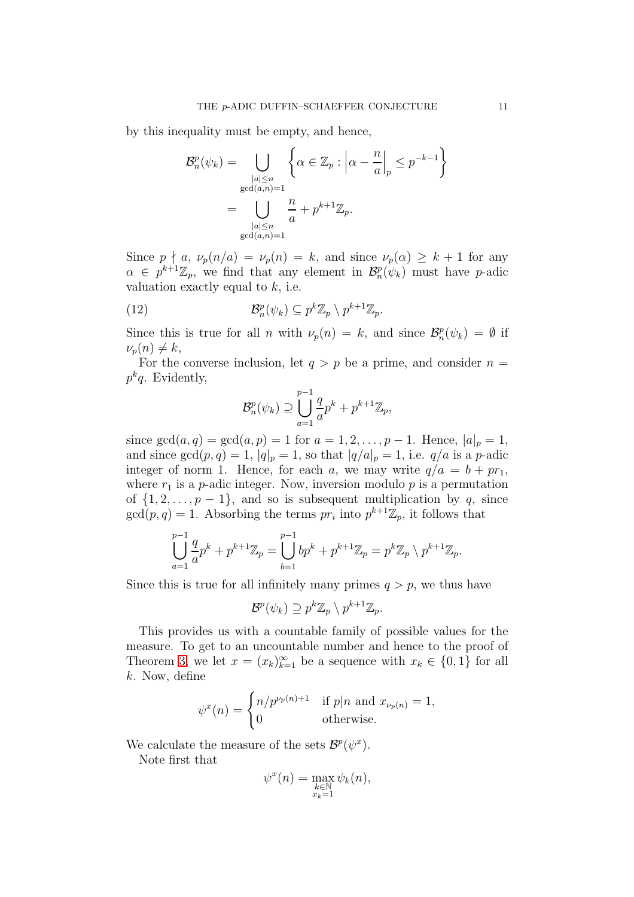by this inequality must be empty, and hence,

$$
\begin{aligned}
\mathcal{B}_n^p(\psi_k) &= \bigcup_{\substack{|a|\leq n\\ \gcd(a,n)=1}} \left\{\alpha \in \mathbb{Z}_p : \left|\alpha - \frac{n}{a}\right|_p \leq p^{-k-1}\right\} \\
&= \bigcup_{\substack{|a|\leq n\\ \gcd(a,n)=1}} \frac{n}{a} + p^{k+1}\mathbb{Z}_p.
\end{aligned}
$$

Since $p \nmid a$, $\nu_p(n/a) = \nu_p(n) = k$, and since $\nu_p(\alpha) \geq k+1$ for any $\alpha \in p^{k+1}\mathbb{Z}_p$, we find that any element in $\mathcal{B}_n^p(\psi_k)$ must have $p$-adic valuation exactly equal to $k$, i.e.

$$
\mathcal{B}_n^p(\psi_k) \subseteq p^k\mathbb{Z}_p \setminus p^{k+1}\mathbb{Z}_p. \tag{12}
$$

Since this is true for all $n$ with $\nu_p(n) = k$, and since $\mathcal{B}_n^p(\psi_k) = \emptyset$ if $\nu_p(n) \neq k$,

For the converse inclusion, let $q > p$ be a prime, and consider $n = p^k q$. Evidently,

$$
\mathcal{B}_n^p(\psi_k) \supseteq \bigcup_{a=1}^{p-1} \frac{q}{a}p^k + p^{k+1}\mathbb{Z}_p,
$$

since $\gcd(a,q) = \gcd(a,p) = 1$ for $a = 1, 2, \ldots, p-1$. Hence, $|a|_p = 1$, and since $\gcd(p,q) = 1$, $|q|_p = 1$, so that $|q/a|_p = 1$, i.e. $q/a$ is a $p$-adic integer of norm 1. Hence, for each $a$, we may write $q/a = b + pr_1$, where $r_1$ is a $p$-adic integer. Now, inversion modulo $p$ is a permutation of $\{1, 2, \ldots, p-1\}$, and so is subsequent multiplication by $q$, since $\gcd(p,q) = 1$. Absorbing the terms $pr_i$ into $p^{k+1}\mathbb{Z}_p$, it follows that

$$
\bigcup_{a=1}^{p-1} \frac{q}{a}p^k + p^{k+1}\mathbb{Z}_p = \bigcup_{b=1}^{p-1} bp^k + p^{k+1}\mathbb{Z}_p = p^k\mathbb{Z}_p \setminus p^{k+1}\mathbb{Z}_p.
$$

Since this is true for all infinitely many primes $q > p$, we thus have

$$
\mathcal{B}^p(\psi_k) \supseteq p^k\mathbb{Z}_p \setminus p^{k+1}\mathbb{Z}_p.
$$

This provides us with a countable family of possible values for the measure. To get to an uncountable number and hence to the proof of Theorem 3, we let $x = (x_k)_{k=1}^\infty$ be a sequence with $x_k \in \{0,1\}$ for all $k$. Now, define

$$
\psi^x(n) = \begin{cases} n/p^{\nu_p(n)+1} & \text{if } p|n \text{ and } x_{\nu_p(n)} = 1, \\ 0 & \text{otherwise.} \end{cases}
$$

We calculate the measure of the sets $\mathcal{B}^p(\psi^x)$.

Note first that

$$
\psi^x(n) = \max_{\substack{k\in\mathbb{N}\\ x_k=1}} \psi_k(n),
$$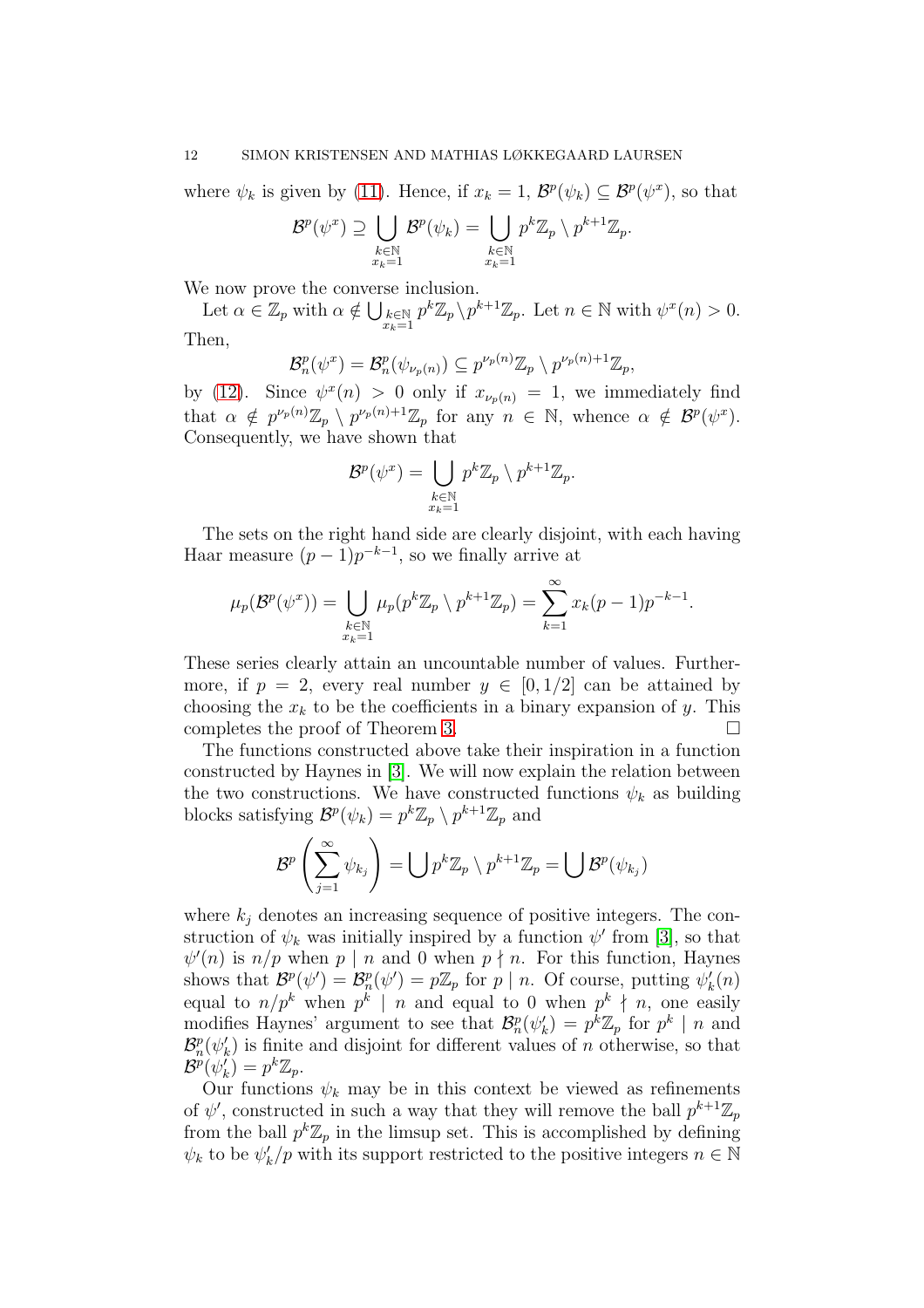where $\psi_k$ is given by (11). Hence, if $x_k = 1$, $\mathcal{B}^p(\psi_k) \subseteq \mathcal{B}^p(\psi^x)$, so that

$$\mathcal{B}^p(\psi^x) \supseteq \bigcup_{\substack{k\in\mathbb{N}\\ x_k=1}} \mathcal{B}^p(\psi_k) = \bigcup_{\substack{k\in\mathbb{N}\\ x_k=1}} p^k\mathbb{Z}_p \setminus p^{k+1}\mathbb{Z}_p.$$

We now prove the converse inclusion.

Let $\alpha \in \mathbb{Z}_p$ with $\alpha \notin \bigcup_{\substack{k\in\mathbb{N}\\ x_k=1}} p^k\mathbb{Z}_p \setminus p^{k+1}\mathbb{Z}_p$. Let $n \in \mathbb{N}$ with $\psi^x(n) > 0$. Then,

$$\mathcal{B}^p_n(\psi^x) = \mathcal{B}^p_n(\psi_{\nu_p(n)}) \subseteq p^{\nu_p(n)}\mathbb{Z}_p \setminus p^{\nu_p(n)+1}\mathbb{Z}_p,$$

by (12). Since $\psi^x(n) > 0$ only if $x_{\nu_p(n)} = 1$, we immediately find that $\alpha \notin p^{\nu_p(n)}\mathbb{Z}_p \setminus p^{\nu_p(n)+1}\mathbb{Z}_p$ for any $n \in \mathbb{N}$, whence $\alpha \notin \mathcal{B}^p(\psi^x)$. Consequently, we have shown that

$$\mathcal{B}^p(\psi^x) = \bigcup_{\substack{k\in\mathbb{N}\\ x_k=1}} p^k\mathbb{Z}_p \setminus p^{k+1}\mathbb{Z}_p.$$

The sets on the right hand side are clearly disjoint, with each having Haar measure $(p-1)p^{-k-1}$, so we finally arrive at

$$\mu_p(\mathcal{B}^p(\psi^x)) = \bigcup_{\substack{k\in\mathbb{N}\\ x_k=1}} \mu_p(p^k\mathbb{Z}_p \setminus p^{k+1}\mathbb{Z}_p) = \sum_{k=1}^{\infty} x_k(p-1)p^{-k-1}.$$

These series clearly attain an uncountable number of values. Furthermore, if $p = 2$, every real number $y \in [0, 1/2]$ can be attained by choosing the $x_k$ to be the coefficients in a binary expansion of $y$. This completes the proof of Theorem 3. □

The functions constructed above take their inspiration in a function constructed by Haynes in [3]. We will now explain the relation between the two constructions. We have constructed functions $\psi_k$ as building blocks satisfying $\mathcal{B}^p(\psi_k) = p^k\mathbb{Z}_p \setminus p^{k+1}\mathbb{Z}_p$ and

$$\mathcal{B}^p\left(\sum_{j=1}^{\infty} \psi_{k_j}\right) = \bigcup p^k\mathbb{Z}_p \setminus p^{k+1}\mathbb{Z}_p = \bigcup \mathcal{B}^p(\psi_{k_j})$$

where $k_j$ denotes an increasing sequence of positive integers. The construction of $\psi_k$ was initially inspired by a function $\psi'$ from [3], so that $\psi'(n)$ is $n/p$ when $p \mid n$ and 0 when $p \nmid n$. For this function, Haynes shows that $\mathcal{B}^p(\psi') = \mathcal{B}^p_n(\psi') = p\mathbb{Z}_p$ for $p \mid n$. Of course, putting $\psi'_k(n)$ equal to $n/p^k$ when $p^k \mid n$ and equal to 0 when $p^k \nmid n$, one easily modifies Haynes' argument to see that $\mathcal{B}^p_n(\psi'_k) = p^k\mathbb{Z}_p$ for $p^k \mid n$ and $\mathcal{B}^p_n(\psi'_k)$ is finite and disjoint for different values of $n$ otherwise, so that $\mathcal{B}^p(\psi'_k) = p^k\mathbb{Z}_p$.

Our functions $\psi_k$ may be in this context be viewed as refinements of $\psi'$, constructed in such a way that they will remove the ball $p^{k+1}\mathbb{Z}_p$ from the ball $p^k\mathbb{Z}_p$ in the limsup set. This is accomplished by defining $\psi_k$ to be $\psi'_k/p$ with its support restricted to the positive integers $n \in \mathbb{N}$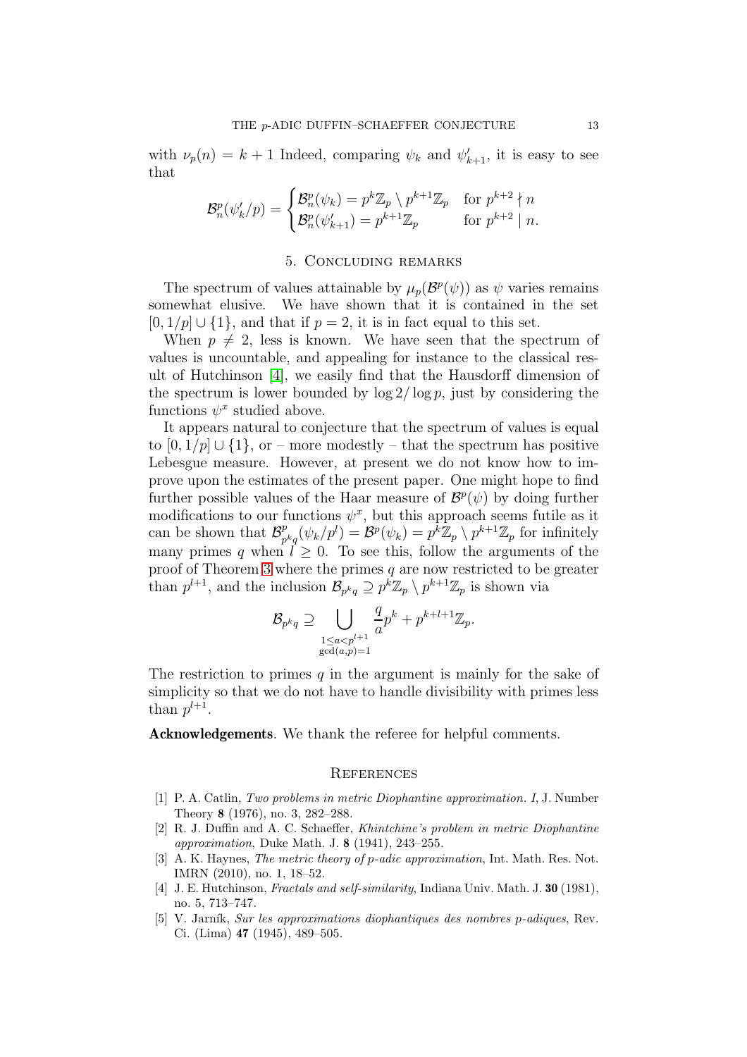with $\nu_p(n) = k+1$ Indeed, comparing $\psi_k$ and $\psi'_{k+1}$, it is easy to see that

$$\mathcal{B}^p_n(\psi'_k/p) = \begin{cases} \mathcal{B}^p_n(\psi_k) = p^k\mathbb{Z}_p \setminus p^{k+1}\mathbb{Z}_p & \text{for } p^{k+2} \nmid n \\ \mathcal{B}^p_n(\psi'_{k+1}) = p^{k+1}\mathbb{Z}_p & \text{for } p^{k+2} \mid n. \end{cases}$$

## 5. Concluding remarks

The spectrum of values attainable by $\mu_p(\mathcal{B}^p(\psi))$ as $\psi$ varies remains somewhat elusive. We have shown that it is contained in the set $[0, 1/p] \cup \{1\}$, and that if $p = 2$, it is in fact equal to this set.

When $p \neq 2$, less is known. We have seen that the spectrum of values is uncountable, and appealing for instance to the classical result of Hutchinson [4], we easily find that the Hausdorff dimension of the spectrum is lower bounded by $\log 2/\log p$, just by considering the functions $\psi^x$ studied above.

It appears natural to conjecture that the spectrum of values is equal to $[0, 1/p] \cup \{1\}$, or – more modestly – that the spectrum has positive Lebesgue measure. However, at present we do not know how to improve upon the estimates of the present paper. One might hope to find further possible values of the Haar measure of $\mathcal{B}^p(\psi)$ by doing further modifications to our functions $\psi^x$, but this approach seems futile as it can be shown that $\mathcal{B}^p_{p^kq}(\psi_k/p^l) = \mathcal{B}^p(\psi_k) = p^k\mathbb{Z}_p \setminus p^{k+1}\mathbb{Z}_p$ for infinitely many primes $q$ when $l \geq 0$. To see this, follow the arguments of the proof of Theorem 3 where the primes $q$ are now restricted to be greater than $p^{l+1}$, and the inclusion $\mathcal{B}_{p^kq} \supseteq p^k\mathbb{Z}_p \setminus p^{k+1}\mathbb{Z}_p$ is shown via

$$\mathcal{B}_{p^kq} \supseteq \bigcup_{\substack{1 \leq a < p^{l+1} \\ \gcd(a,p)=1}} \frac{q}{a}p^k + p^{k+l+1}\mathbb{Z}_p.$$

The restriction to primes $q$ in the argument is mainly for the sake of simplicity so that we do not have to handle divisibility with primes less than $p^{l+1}$.

**Acknowledgements**. We thank the referee for helpful comments.

## References

[1] P. A. Catlin, *Two problems in metric Diophantine approximation. I*, J. Number Theory **8** (1976), no. 3, 282–288.

[2] R. J. Duffin and A. C. Schaeffer, *Khintchine's problem in metric Diophantine approximation*, Duke Math. J. **8** (1941), 243–255.

[3] A. K. Haynes, *The metric theory of p-adic approximation*, Int. Math. Res. Not. IMRN (2010), no. 1, 18–52.

[4] J. E. Hutchinson, *Fractals and self-similarity*, Indiana Univ. Math. J. **30** (1981), no. 5, 713–747.

[5] V. Jarník, *Sur les approximations diophantiques des nombres p-adiques*, Rev. Ci. (Lima) **47** (1945), 489–505.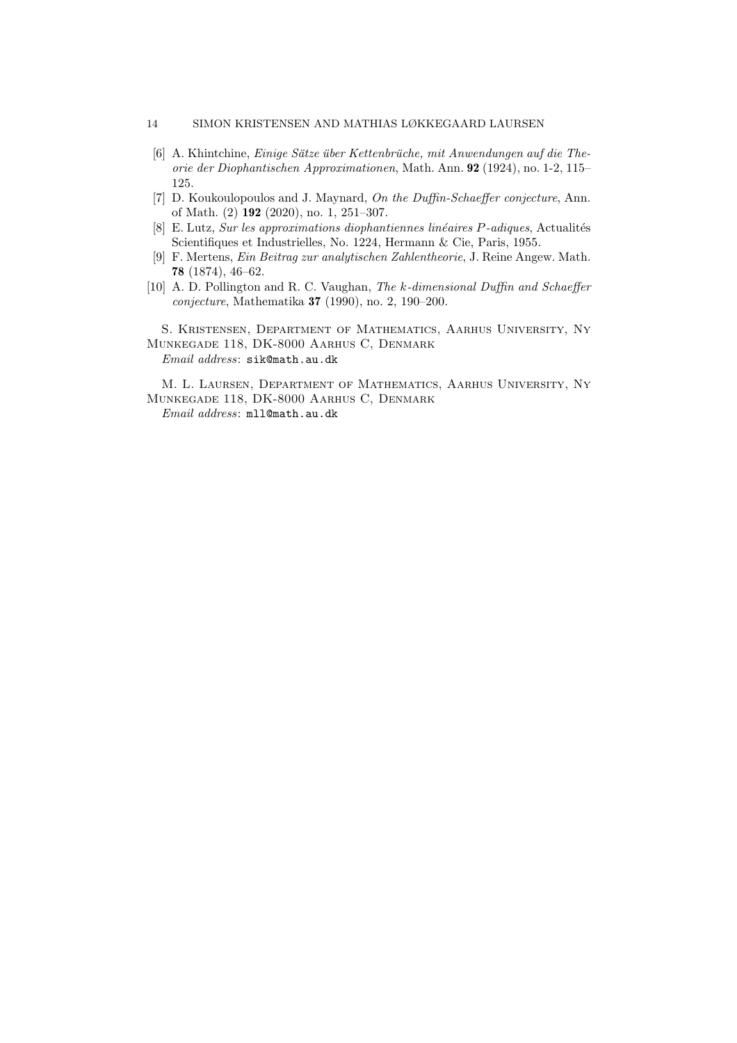[6] A. Khintchine, *Einige Sätze über Kettenbrüche, mit Anwendungen auf die Theorie der Diophantischen Approximationen*, Math. Ann. **92** (1924), no. 1-2, 115–125.

[7] D. Koukoulopoulos and J. Maynard, *On the Duffin-Schaeffer conjecture*, Ann. of Math. (2) **192** (2020), no. 1, 251–307.

[8] E. Lutz, *Sur les approximations diophantiennes linéaires $P$-adiques*, Actualités Scientifiques et Industrielles, No. 1224, Hermann & Cie, Paris, 1955.

[9] F. Mertens, *Ein Beitrag zur analytischen Zahlentheorie*, J. Reine Angew. Math. **78** (1874), 46–62.

[10] A. D. Pollington and R. C. Vaughan, *The $k$-dimensional Duffin and Schaeffer conjecture*, Mathematika **37** (1990), no. 2, 190–200.

S. Kristensen, Department of Mathematics, Aarhus University, Ny Munkegade 118, DK-8000 Aarhus C, Denmark
*Email address*: sik@math.au.dk

M. L. Laursen, Department of Mathematics, Aarhus University, Ny Munkegade 118, DK-8000 Aarhus C, Denmark
*Email address*: mll@math.au.dk